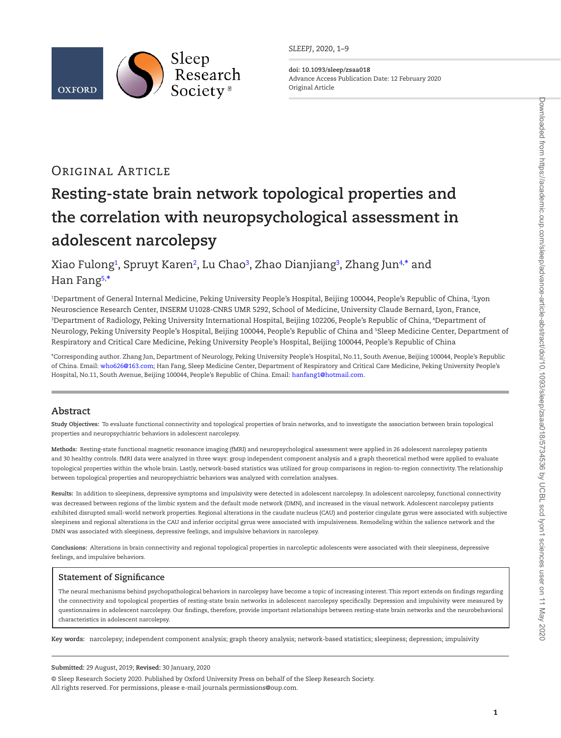Original Article

# Resting-state brain network topological properties and the correlation with neuropsychological assessment in adolescent narcolepsy

Xiao Fulong[1], Spruyt Karen[2], Lu Chao[3], Zhao Dianjiang[3], Zhang Jun[4,*] and Han Fang[5,*]

[1]Department of General Internal Medicine, Peking University People's Hospital, Beijing 100044, People's Republic of China, [2]Lyon Neuroscience Research Center, INSERM U1028-CNRS UMR 5292, School of Medicine, University Claude Bernard, Lyon, France, [3]Department of Radiology, Peking University International Hospital, Beijing 102206, People's Republic of China, [4]Department of Neurology, Peking University People's Hospital, Beijing 100044, People's Republic of China and [5]Sleep Medicine Center, Department of Respiratory and Critical Care Medicine, Peking University People's Hospital, Beijing 100044, People's Republic of China

*Corresponding author. Zhang Jun, Department of Neurology, Peking University People's Hospital, No.11, South Avenue, Beijing 100044, People's Republic of China. Email: who626@163.com; Han Fang, Sleep Medicine Center, Department of Respiratory and Critical Care Medicine, Peking University People's Hospital, No.11, South Avenue, Beijing 100044, People's Republic of China. Email: hanfang1@hotmail.com.

## Abstract

**Study Objectives:** To evaluate functional connectivity and topological properties of brain networks, and to investigate the association between brain topological properties and neuropsychiatric behaviors in adolescent narcolepsy.

**Methods:** Resting-state functional magnetic resonance imaging (fMRI) and neuropsychological assessment were applied in 26 adolescent narcolepsy patients and 30 healthy controls. fMRI data were analyzed in three ways: group independent component analysis and a graph theoretical method were applied to evaluate topological properties within the whole brain. Lastly, network-based statistics was utilized for group comparisons in region-to-region connectivity. The relationship between topological properties and neuropsychiatric behaviors was analyzed with correlation analyses.

**Results:** In addition to sleepiness, depressive symptoms and impulsivity were detected in adolescent narcolepsy. In adolescent narcolepsy, functional connectivity was decreased between regions of the limbic system and the default mode network (DMN), and increased in the visual network. Adolescent narcolepsy patients exhibited disrupted small-world network properties. Regional alterations in the caudate nucleus (CAU) and posterior cingulate gyrus were associated with subjective sleepiness and regional alterations in the CAU and inferior occipital gyrus were associated with impulsiveness. Remodeling within the salience network and the DMN was associated with sleepiness, depressive feelings, and impulsive behaviors in narcolepsy.

**Conclusions:** Alterations in brain connectivity and regional topological properties in narcoleptic adolescents were associated with their sleepiness, depressive feelings, and impulsive behaviors.

### Statement of Significance

The neural mechanisms behind psychopathological behaviors in narcolepsy have become a topic of increasing interest. This report extends on findings regarding the connectivity and topological properties of resting-state brain networks in adolescent narcolepsy specifically. Depression and impulsivity were measured by questionnaires in adolescent narcolepsy. Our findings, therefore, provide important relationships between resting-state brain networks and the neurobehavioral characteristics in adolescent narcolepsy.

**Key words:** narcolepsy; independent component analysis; graph theory analysis; network-based statistics; sleepiness; depression; impulsivity

**Submitted:** 29 August, 2019; **Revised:** 30 January, 2020

© Sleep Research Society 2020. Published by Oxford University Press on behalf of the Sleep Research Society. All rights reserved. For permissions, please e-mail journals.permissions@oup.com.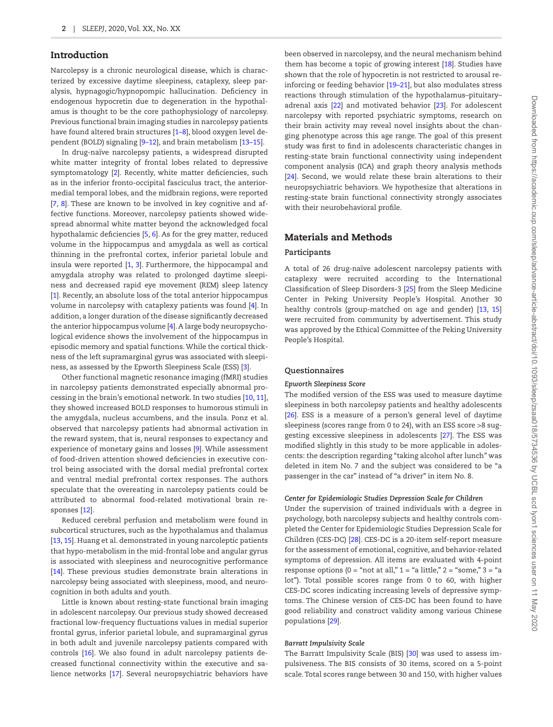## Introduction

Narcolepsy is a chronic neurological disease, which is characterized by excessive daytime sleepiness, cataplexy, sleep paralysis, hypnagogic/hypnopompic hallucination. Deficiency in endogenous hypocretin due to degeneration in the hypothalamus is thought to be the core pathophysiology of narcolepsy. Previous functional brain imaging studies in narcolepsy patients have found altered brain structures [1–8], blood oxygen level dependent (BOLD) signaling [9–12], and brain metabolism [13–15].

In drug-naïve narcolepsy patients, a widespread disrupted white matter integrity of frontal lobes related to depressive symptomatology [2]. Recently, white matter deficiencies, such as in the inferior fronto-occipital fasciculus tract, the anterior-medial temporal lobes, and the midbrain regions, were reported [7, 8]. These are known to be involved in key cognitive and affective functions. Moreover, narcolepsy patients showed widespread abnormal white matter beyond the acknowledged focal hypothalamic deficiencies [5, 6]. As for the grey matter, reduced volume in the hippocampus and amygdala as well as cortical thinning in the prefrontal cortex, inferior parietal lobule and insula were reported [1, 3]. Furthermore, the hippocampal and amygdala atrophy was related to prolonged daytime sleepiness and decreased rapid eye movement (REM) sleep latency [1]. Recently, an absolute loss of the total anterior hippocampus volume in narcolepsy with cataplexy patients was found [4]. In addition, a longer duration of the disease significantly decreased the anterior hippocampus volume [4]. A large body neuropsychological evidence shows the involvement of the hippocampus in episodic memory and spatial functions. While the cortical thickness of the left supramarginal gyrus was associated with sleepiness, as assessed by the Epworth Sleepiness Scale (ESS) [3].

Other functional magnetic resonance imaging (fMRI) studies in narcolepsy patients demonstrated especially abnormal processing in the brain's emotional network. In two studies [10, 11], they showed increased BOLD responses to humorous stimuli in the amygdala, nucleus accumbens, and the insula. Ponz et al. observed that narcolepsy patients had abnormal activation in the reward system, that is, neural responses to expectancy and experience of monetary gains and losses [9]. While assessment of food-driven attention showed deficiencies in executive control being associated with the dorsal medial prefrontal cortex and ventral medial prefrontal cortex responses. The authors speculate that the overeating in narcolepsy patients could be attributed to abnormal food-related motivational brain responses [12].

Reduced cerebral perfusion and metabolism were found in subcortical structures, such as the hypothalamus and thalamus [13, 15]. Huang et al. demonstrated in young narcoleptic patients that hypo-metabolism in the mid-frontal lobe and angular gyrus is associated with sleepiness and neurocognitive performance [14]. These previous studies demonstrate brain alterations in narcolepsy being associated with sleepiness, mood, and neurocognition in both adults and youth.

Little is known about resting-state functional brain imaging in adolescent narcolepsy. Our previous study showed decreased fractional low-frequency fluctuations values in medial superior frontal gyrus, inferior parietal lobule, and supramarginal gyrus in both adult and juvenile narcolepsy patients compared with controls [16]. We also found in adult narcolepsy patients decreased functional connectivity within the executive and salience networks [17]. Several neuropsychiatric behaviors have been observed in narcolepsy, and the neural mechanism behind them has become a topic of growing interest [18]. Studies have shown that the role of hypocretin is not restricted to arousal reinforcing or feeding behavior [19–21], but also modulates stress reactions through stimulation of the hypothalamus–pituitary–adrenal axis [22] and motivated behavior [23]. For adolescent narcolepsy with reported psychiatric symptoms, research on their brain activity may reveal novel insights about the changing phenotype across this age range. The goal of this present study was first to find in adolescents characteristic changes in resting-state brain functional connectivity using independent component analysis (ICA) and graph theory analysis methods [24]. Second, we would relate these brain alterations to their neuropsychiatric behaviors. We hypothesize that alterations in resting-state brain functional connectivity strongly associates with their neurobehavioral profile.

## Materials and Methods

### Participants

A total of 26 drug-naïve adolescent narcolepsy patients with cataplexy were recruited according to the International Classification of Sleep Disorders-3 [25] from the Sleep Medicine Center in Peking University People's Hospital. Another 30 healthy controls (group-matched on age and gender) [13, 15] were recruited from community by advertisement. This study was approved by the Ethical Committee of the Peking University People's Hospital.

### Questionnaires

#### *Epworth Sleepiness Score*

The modified version of the ESS was used to measure daytime sleepiness in both narcolepsy patients and healthy adolescents [26]. ESS is a measure of a person's general level of daytime sleepiness (scores range from 0 to 24), with an ESS score >8 suggesting excessive sleepiness in adolescents [27]. The ESS was modified slightly in this study to be more applicable in adolescents: the description regarding "taking alcohol after lunch" was deleted in item No. 7 and the subject was considered to be "a passenger in the car" instead of "a driver" in item No. 8.

#### *Center for Epidemiologic Studies Depression Scale for Children*

Under the supervision of trained individuals with a degree in psychology, both narcolepsy subjects and healthy controls completed the Center for Epidemiologic Studies Depression Scale for Children (CES-DC) [28]. CES-DC is a 20-item self-report measure for the assessment of emotional, cognitive, and behavior-related symptoms of depression. All items are evaluated with 4-point response options (0 = "not at all," 1 = "a little," 2 = "some," 3 = "a lot"). Total possible scores range from 0 to 60, with higher CES-DC scores indicating increasing levels of depressive symptoms. The Chinese version of CES-DC has been found to have good reliability and construct validity among various Chinese populations [29].

#### *Barratt Impulsivity Scale*

The Barratt Impulsivity Scale (BIS) [30] was used to assess impulsiveness. The BIS consists of 30 items, scored on a 5-point scale. Total scores range between 30 and 150, with higher values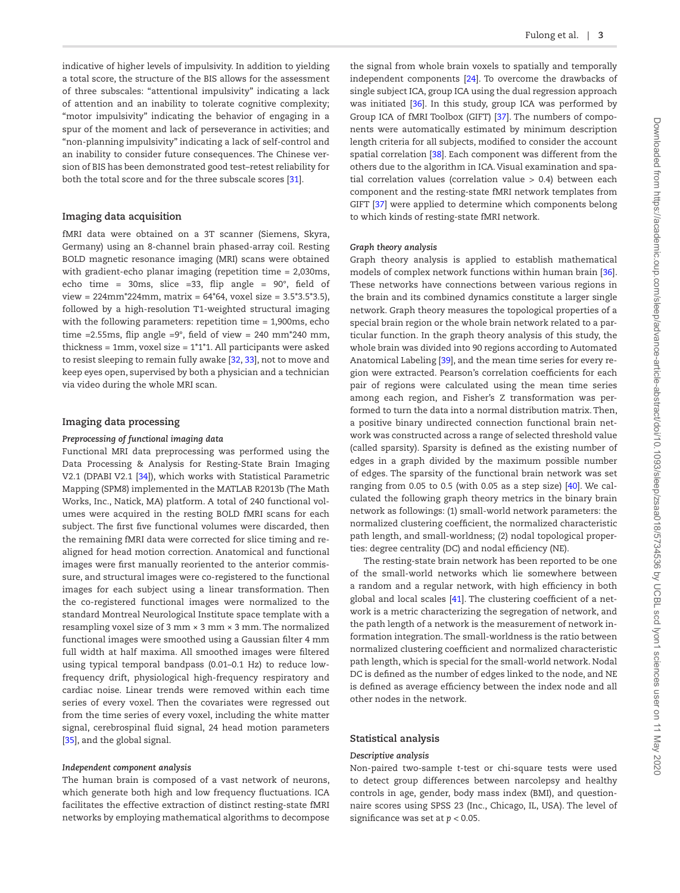indicative of higher levels of impulsivity. In addition to yielding a total score, the structure of the BIS allows for the assessment of three subscales: "attentional impulsivity" indicating a lack of attention and an inability to tolerate cognitive complexity; "motor impulsivity" indicating the behavior of engaging in a spur of the moment and lack of perseverance in activities; and "non-planning impulsivity" indicating a lack of self-control and an inability to consider future consequences. The Chinese version of BIS has been demonstrated good test–retest reliability for both the total score and for the three subscale scores [31].

## Imaging data acquisition

fMRI data were obtained on a 3T scanner (Siemens, Skyra, Germany) using an 8-channel brain phased-array coil. Resting BOLD magnetic resonance imaging (MRI) scans were obtained with gradient-echo planar imaging (repetition time = 2,030ms, echo time = 30ms, slice =33, flip angle = 90°, field of view = 224mm*224mm, matrix = 64*64, voxel size = 3.5*3.5*3.5), followed by a high-resolution T1-weighted structural imaging with the following parameters: repetition time = 1,900ms, echo time =2.55ms, flip angle =9°, field of view = 240 mm*240 mm, thickness = 1mm, voxel size = 1*1*1. All participants were asked to resist sleeping to remain fully awake [32, 33], not to move and keep eyes open, supervised by both a physician and a technician via video during the whole MRI scan.

## Imaging data processing

### *Preprocessing of functional imaging data*

Functional MRI data preprocessing was performed using the Data Processing & Analysis for Resting-State Brain Imaging V2.1 (DPABI V2.1 [34]), which works with Statistical Parametric Mapping (SPM8) implemented in the MATLAB R2013b (The Math Works, Inc., Natick, MA) platform. A total of 240 functional volumes were acquired in the resting BOLD fMRI scans for each subject. The first five functional volumes were discarded, then the remaining fMRI data were corrected for slice timing and realigned for head motion correction. Anatomical and functional images were first manually reoriented to the anterior commissure, and structural images were co-registered to the functional images for each subject using a linear transformation. Then the co-registered functional images were normalized to the standard Montreal Neurological Institute space template with a resampling voxel size of 3 mm × 3 mm × 3 mm. The normalized functional images were smoothed using a Gaussian filter 4 mm full width at half maxima. All smoothed images were filtered using typical temporal bandpass (0.01–0.1 Hz) to reduce low-frequency drift, physiological high-frequency respiratory and cardiac noise. Linear trends were removed within each time series of every voxel. Then the covariates were regressed out from the time series of every voxel, including the white matter signal, cerebrospinal fluid signal, 24 head motion parameters [35], and the global signal.

### *Independent component analysis*

The human brain is composed of a vast network of neurons, which generate both high and low frequency fluctuations. ICA facilitates the effective extraction of distinct resting-state fMRI networks by employing mathematical algorithms to decompose the signal from whole brain voxels to spatially and temporally independent components [24]. To overcome the drawbacks of single subject ICA, group ICA using the dual regression approach was initiated [36]. In this study, group ICA was performed by Group ICA of fMRI Toolbox (GIFT) [37]. The numbers of components were automatically estimated by minimum description length criteria for all subjects, modified to consider the account spatial correlation [38]. Each component was different from the others due to the algorithm in ICA. Visual examination and spatial correlation values (correlation value > 0.4) between each component and the resting-state fMRI network templates from GIFT [37] were applied to determine which components belong to which kinds of resting-state fMRI network.

### *Graph theory analysis*

Graph theory analysis is applied to establish mathematical models of complex network functions within human brain [36]. These networks have connections between various regions in the brain and its combined dynamics constitute a larger single network. Graph theory measures the topological properties of a special brain region or the whole brain network related to a particular function. In the graph theory analysis of this study, the whole brain was divided into 90 regions according to Automated Anatomical Labeling [39], and the mean time series for every region were extracted. Pearson's correlation coefficients for each pair of regions were calculated using the mean time series among each region, and Fisher's Z transformation was performed to turn the data into a normal distribution matrix. Then, a positive binary undirected connection functional brain network was constructed across a range of selected threshold value (called sparsity). Sparsity is defined as the existing number of edges in a graph divided by the maximum possible number of edges. The sparsity of the functional brain network was set ranging from 0.05 to 0.5 (with 0.05 as a step size) [40]. We calculated the following graph theory metrics in the binary brain network as followings: (1) small-world network parameters: the normalized clustering coefficient, the normalized characteristic path length, and small-worldness; (2) nodal topological properties: degree centrality (DC) and nodal efficiency (NE).

The resting-state brain network has been reported to be one of the small-world networks which lie somewhere between a random and a regular network, with high efficiency in both global and local scales [41]. The clustering coefficient of a network is a metric characterizing the segregation of network, and the path length of a network is the measurement of network information integration. The small-worldness is the ratio between normalized clustering coefficient and normalized characteristic path length, which is special for the small-world network. Nodal DC is defined as the number of edges linked to the node, and NE is defined as average efficiency between the index node and all other nodes in the network.

## Statistical analysis

### *Descriptive analysis*

Non-paired two-sample *t*-test or chi-square tests were used to detect group differences between narcolepsy and healthy controls in age, gender, body mass index (BMI), and questionnaire scores using SPSS 23 (Inc., Chicago, IL, USA). The level of significance was set at $p < 0.05$.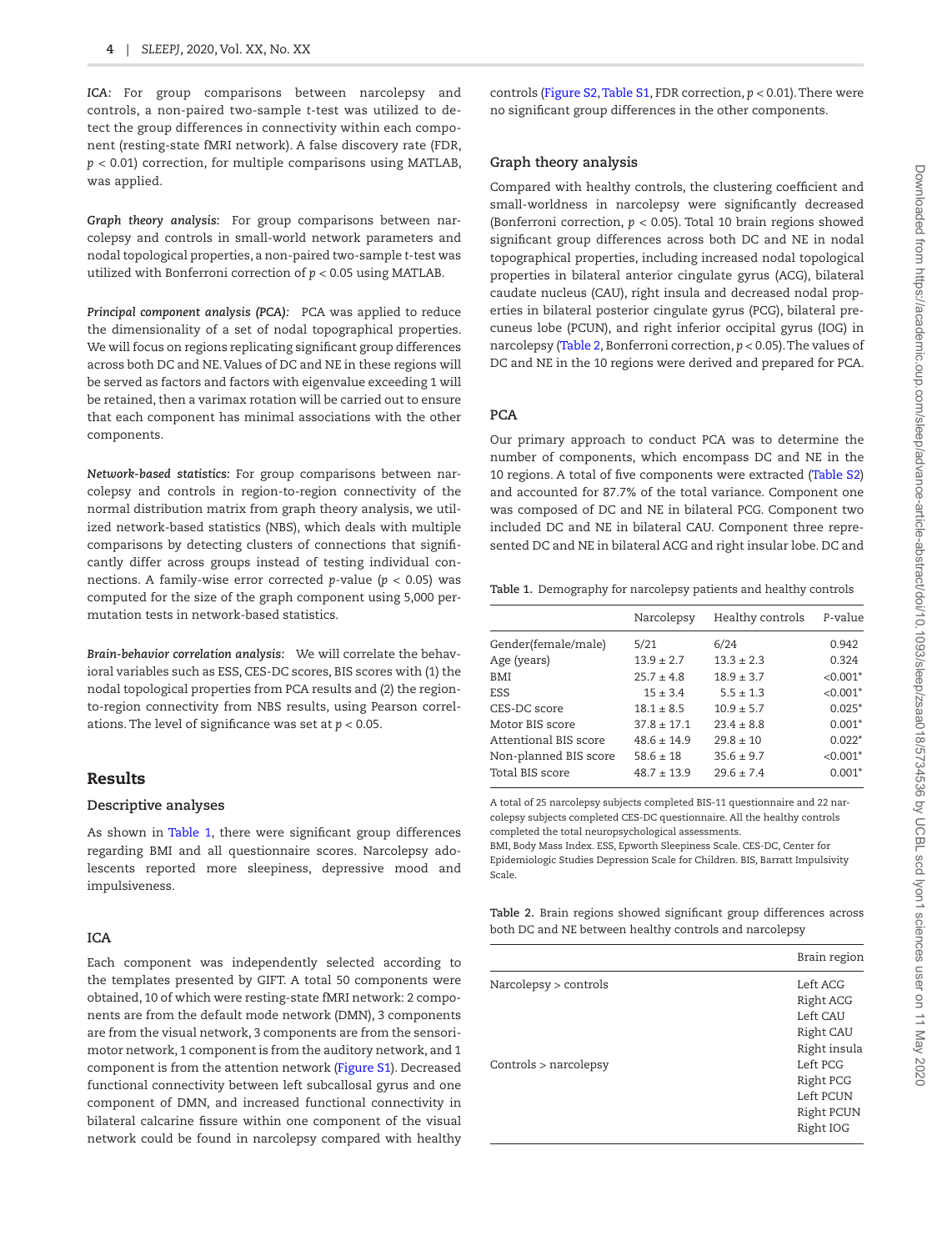*ICA:* For group comparisons between narcolepsy and controls, a non-paired two-sample t-test was utilized to detect the group differences in connectivity within each component (resting-state fMRI network). A false discovery rate (FDR, $p < 0.01$) correction, for multiple comparisons using MATLAB, was applied.

*Graph theory analysis:* For group comparisons between narcolepsy and controls in small-world network parameters and nodal topological properties, a non-paired two-sample t-test was utilized with Bonferroni correction of $p < 0.05$ using MATLAB.

*Principal component analysis (PCA):* PCA was applied to reduce the dimensionality of a set of nodal topographical properties. We will focus on regions replicating significant group differences across both DC and NE. Values of DC and NE in these regions will be served as factors and factors with eigenvalue exceeding 1 will be retained, then a varimax rotation will be carried out to ensure that each component has minimal associations with the other components.

*Network-based statistics:* For group comparisons between narcolepsy and controls in region-to-region connectivity of the normal distribution matrix from graph theory analysis, we utilized network-based statistics (NBS), which deals with multiple comparisons by detecting clusters of connections that significantly differ across groups instead of testing individual connections. A family-wise error corrected p-value ($p < 0.05$) was computed for the size of the graph component using 5,000 permutation tests in network-based statistics.

*Brain-behavior correlation analysis:* We will correlate the behavioral variables such as ESS, CES-DC scores, BIS scores with (1) the nodal topological properties from PCA results and (2) the region-to-region connectivity from NBS results, using Pearson correlations. The level of significance was set at $p < 0.05$.

## Results

### Descriptive analyses

As shown in Table 1, there were significant group differences regarding BMI and all questionnaire scores. Narcolepsy adolescents reported more sleepiness, depressive mood and impulsiveness.

### ICA

Each component was independently selected according to the templates presented by GIFT. A total 50 components were obtained, 10 of which were resting-state fMRI network: 2 components are from the default mode network (DMN), 3 components are from the visual network, 3 components are from the sensorimotor network, 1 component is from the auditory network, and 1 component is from the attention network (Figure S1). Decreased functional connectivity between left subcallosal gyrus and one component of DMN, and increased functional connectivity in bilateral calcarine fissure within one component of the visual network could be found in narcolepsy compared with healthy controls (Figure S2, Table S1, FDR correction, $p < 0.01$). There were no significant group differences in the other components.

### Graph theory analysis

Compared with healthy controls, the clustering coefficient and small-worldness in narcolepsy were significantly decreased (Bonferroni correction, $p < 0.05$). Total 10 brain regions showed significant group differences across both DC and NE in nodal topographical properties, including increased nodal topological properties in bilateral anterior cingulate gyrus (ACG), bilateral caudate nucleus (CAU), right insula and decreased nodal properties in bilateral posterior cingulate gyrus (PCG), bilateral precuneus lobe (PCUN), and right inferior occipital gyrus (IOG) in narcolepsy (Table 2, Bonferroni correction, $p < 0.05$). The values of DC and NE in the 10 regions were derived and prepared for PCA.

### PCA

Our primary approach to conduct PCA was to determine the number of components, which encompass DC and NE in the 10 regions. A total of five components were extracted (Table S2) and accounted for 87.7% of the total variance. Component one was composed of DC and NE in bilateral PCG. Component two included DC and NE in bilateral CAU. Component three represented DC and NE in bilateral ACG and right insular lobe. DC and

**Table 1.** Demography for narcolepsy patients and healthy controls

| | Narcolepsy | Healthy controls | P-value |
|---|---|---|---|
| Gender(female/male) | 5/21 | 6/24 | 0.942 |
| Age (years) | 13.9 ± 2.7 | 13.3 ± 2.3 | 0.324 |
| BMI | 25.7 ± 4.8 | 18.9 ± 3.7 | <0.001* |
| ESS | 15 ± 3.4 | 5.5 ± 1.3 | <0.001* |
| CES-DC score | 18.1 ± 8.5 | 10.9 ± 5.7 | 0.025* |
| Motor BIS score | 37.8 ± 17.1 | 23.4 ± 8.8 | 0.001* |
| Attentional BIS score | 48.6 ± 14.9 | 29.8 ± 10 | 0.022* |
| Non-planned BIS score | 58.6 ± 18 | 35.6 ± 9.7 | <0.001* |
| Total BIS score | 48.7 ± 13.9 | 29.6 ± 7.4 | 0.001* |

A total of 25 narcolepsy subjects completed BIS-11 questionnaire and 22 narcolepsy subjects completed CES-DC questionnaire. All the healthy controls completed the total neuropsychological assessments.
BMI, Body Mass Index. ESS, Epworth Sleepiness Scale. CES-DC, Center for Epidemiologic Studies Depression Scale for Children. BIS, Barratt Impulsivity Scale.

**Table 2.** Brain regions showed significant group differences across both DC and NE between healthy controls and narcolepsy

| | Brain region |
|---|---|
| Narcolepsy > controls | Left ACG |
| | Right ACG |
| | Left CAU |
| | Right CAU |
| | Right insula |
| Controls > narcolepsy | Left PCG |
| | Right PCG |
| | Left PCUN |
| | Right PCUN |
| | Right IOG |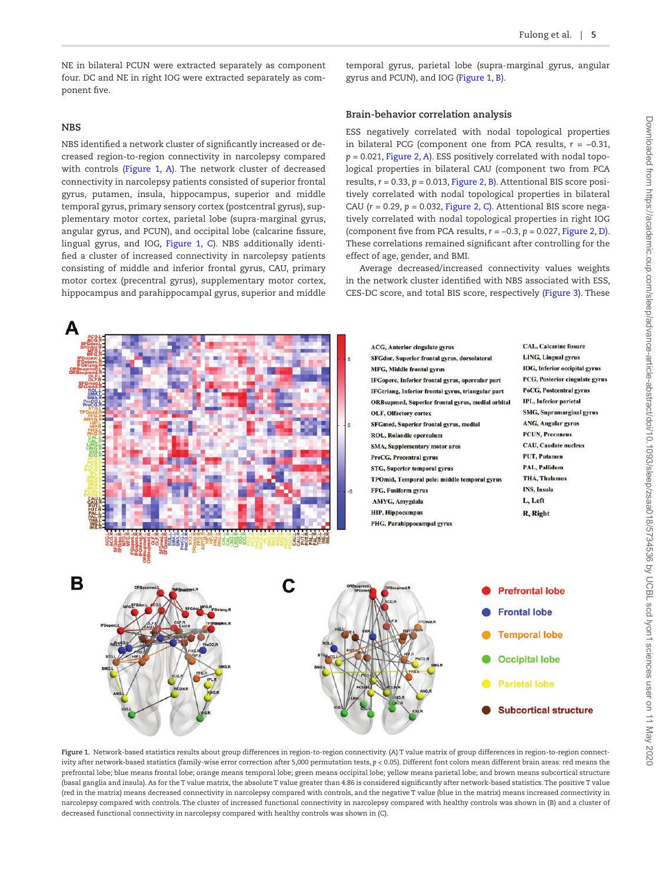NE in bilateral PCUN were extracted separately as component four. DC and NE in right IOG were extracted separately as component five.

### NBS

NBS identified a network cluster of significantly increased or decreased region-to-region connectivity in narcolepsy compared with controls (Figure 1, A). The network cluster of decreased connectivity in narcolepsy patients consisted of superior frontal gyrus, putamen, insula, hippocampus, superior and middle temporal gyrus, primary sensory cortex (postcentral gyrus), supplementary motor cortex, parietal lobe (supra-marginal gyrus, angular gyrus, and PCUN), and occipital lobe (calcarine fissure, lingual gyrus, and IOG, Figure 1, C). NBS additionally identified a cluster of increased connectivity in narcolepsy patients consisting of middle and inferior frontal gyrus, CAU, primary motor cortex (precentral gyrus), supplementary motor cortex, hippocampus and parahippocampal gyrus, superior and middle temporal gyrus, parietal lobe (supra-marginal gyrus, angular gyrus and PCUN), and IOG (Figure 1, B).

### Brain-behavior correlation analysis

ESS negatively correlated with nodal topological properties in bilateral PCG (component one from PCA results, $r = -0.31$, $p = 0.021$, Figure 2, A). ESS positively correlated with nodal topological properties in bilateral CAU (component two from PCA results, $r = 0.33$, $p = 0.013$, Figure 2, B). Attentional BIS score positively correlated with nodal topological properties in bilateral CAU ($r = 0.29$, $p = 0.032$, Figure 2, C). Attentional BIS score negatively correlated with nodal topological properties in right IOG (component five from PCA results, $r = -0.3$, $p = 0.027$, Figure 2, D). These correlations remained significant after controlling for the effect of age, gender, and BMI.

Average decreased/increased connectivity values weights in the network cluster identified with NBS associated with ESS, CES-DC score, and total BIS score, respectively (Figure 3). These

Figure 1. Network-based statistics results about group differences in region-to-region connectivity. (A) T value matrix of group differences in region-to-region connectivity after network-based statistics (family-wise error correction after 5,000 permutation tests, $p < 0.05$). Different font colors mean different brain areas: red means the prefrontal lobe; blue means frontal lobe; orange means temporal lobe; green means occipital lobe; yellow means parietal lobe; and brown means subcortical structure (basal ganglia and insula). As for the T value matrix, the absolute T value greater than 4.86 is considered significantly after network-based statistics. The positive T value (red in the matrix) means decreased connectivity in narcolepsy compared with controls, and the negative T value (blue in the matrix) means increased connectivity in narcolepsy compared with controls. The cluster of increased functional connectivity in narcolepsy compared with healthy controls was shown in (B) and a cluster of decreased functional connectivity in narcolepsy compared with healthy controls was shown in (C).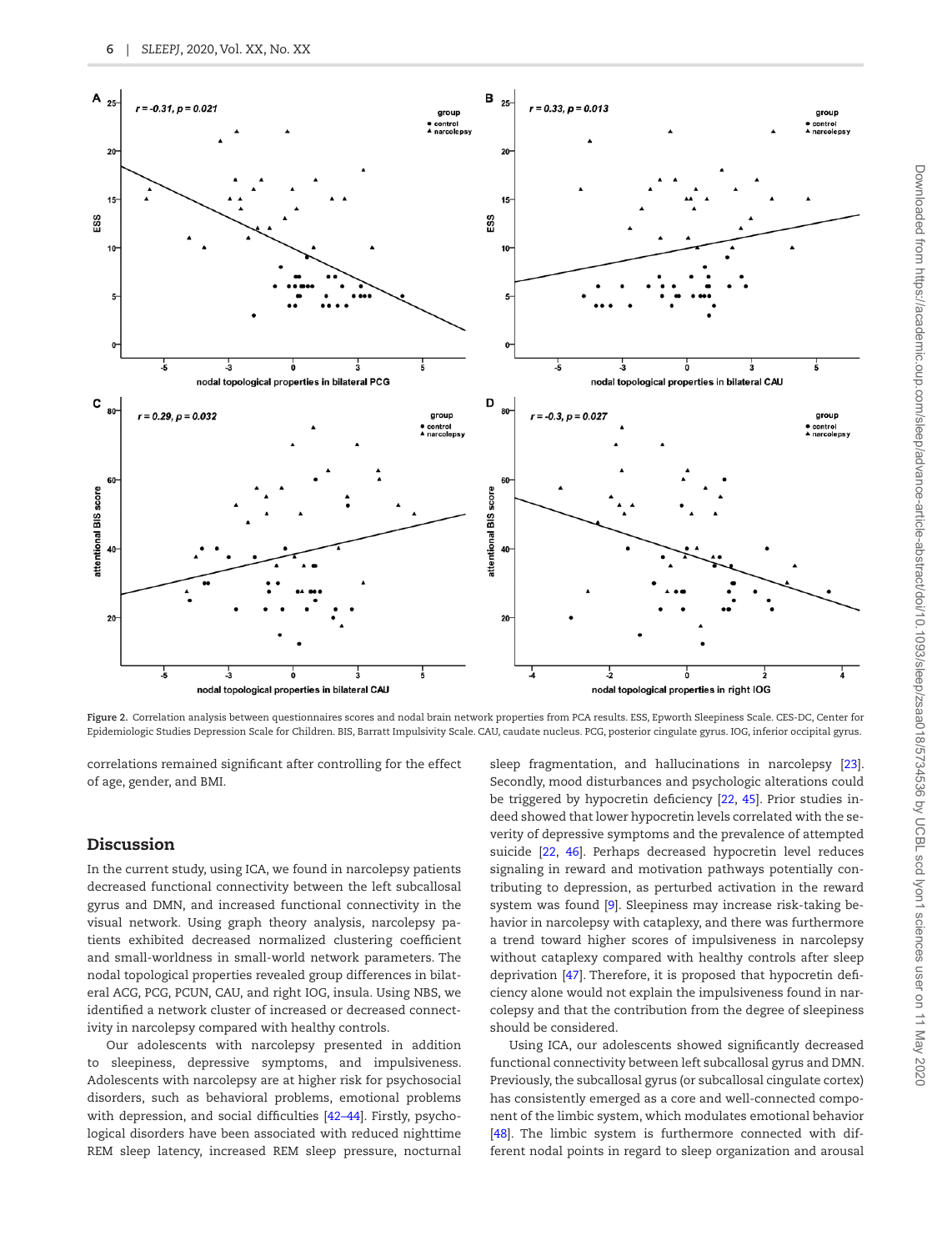Figure 2. Correlation analysis between questionnaires scores and nodal brain network properties from PCA results. ESS, Epworth Sleepiness Scale. CES-DC, Center for Epidemiologic Studies Depression Scale for Children. BIS, Barratt Impulsivity Scale. CAU, caudate nucleus. PCG, posterior cingulate gyrus. IOG, inferior occipital gyrus.

correlations remained significant after controlling for the effect of age, gender, and BMI.

## Discussion

In the current study, using ICA, we found in narcolepsy patients decreased functional connectivity between the left subcallosal gyrus and DMN, and increased functional connectivity in the visual network. Using graph theory analysis, narcolepsy patients exhibited decreased normalized clustering coefficient and small-worldness in small-world network parameters. The nodal topological properties revealed group differences in bilateral ACG, PCG, PCUN, CAU, and right IOG, insula. Using NBS, we identified a network cluster of increased or decreased connectivity in narcolepsy compared with healthy controls.

Our adolescents with narcolepsy presented in addition to sleepiness, depressive symptoms, and impulsiveness. Adolescents with narcolepsy are at higher risk for psychosocial disorders, such as behavioral problems, emotional problems with depression, and social difficulties [42–44]. Firstly, psychological disorders have been associated with reduced nighttime REM sleep latency, increased REM sleep pressure, nocturnal sleep fragmentation, and hallucinations in narcolepsy [23]. Secondly, mood disturbances and psychologic alterations could be triggered by hypocretin deficiency [22, 45]. Prior studies indeed showed that lower hypocretin levels correlated with the severity of depressive symptoms and the prevalence of attempted suicide [22, 46]. Perhaps decreased hypocretin level reduces signaling in reward and motivation pathways potentially contributing to depression, as perturbed activation in the reward system was found [9]. Sleepiness may increase risk-taking behavior in narcolepsy with cataplexy, and there was furthermore a trend toward higher scores of impulsiveness in narcolepsy without cataplexy compared with healthy controls after sleep deprivation [47]. Therefore, it is proposed that hypocretin deficiency alone would not explain the impulsiveness found in narcolepsy and that the contribution from the degree of sleepiness should be considered.

Using ICA, our adolescents showed significantly decreased functional connectivity between left subcallosal gyrus and DMN. Previously, the subcallosal gyrus (or subcallosal cingulate cortex) has consistently emerged as a core and well-connected component of the limbic system, which modulates emotional behavior [48]. The limbic system is furthermore connected with different nodal points in regard to sleep organization and arousal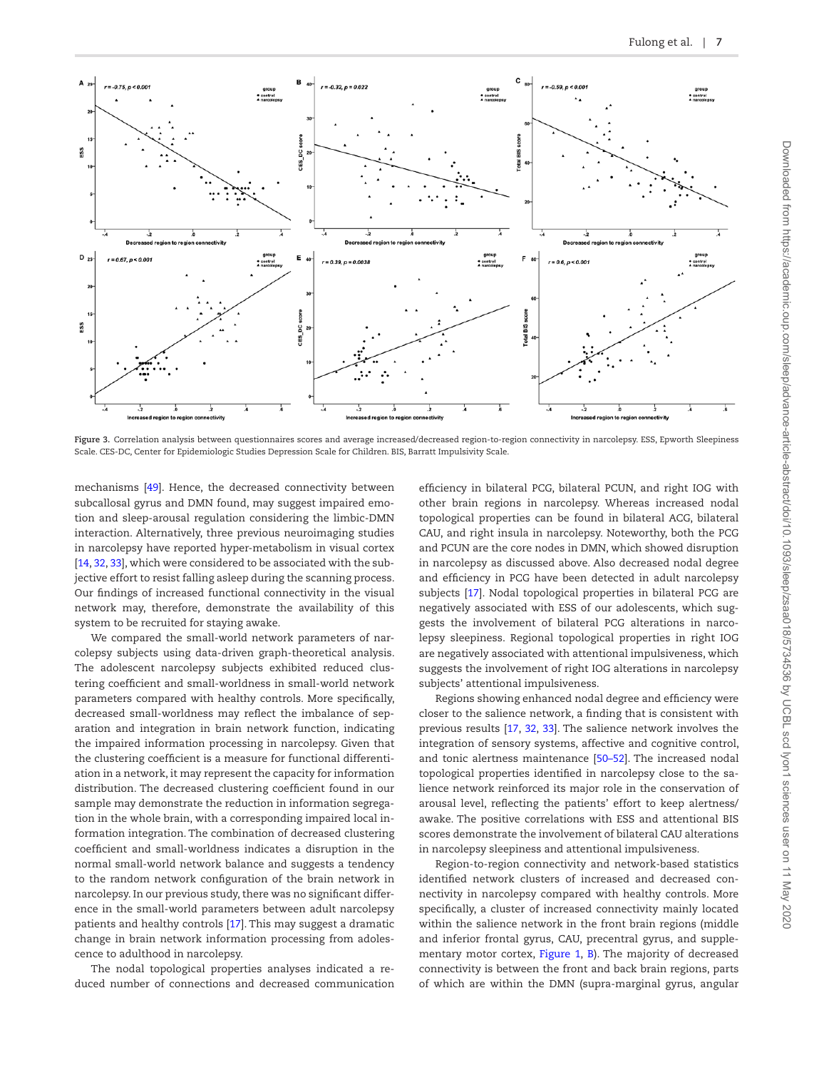Figure 3. Correlation analysis between questionnaires scores and average increased/decreased region-to-region connectivity in narcolepsy. ESS, Epworth Sleepiness Scale. CES-DC, Center for Epidemiologic Studies Depression Scale for Children. BIS, Barratt Impulsivity Scale.

mechanisms [49]. Hence, the decreased connectivity between subcallosal gyrus and DMN found, may suggest impaired emotion and sleep-arousal regulation considering the limbic-DMN interaction. Alternatively, three previous neuroimaging studies in narcolepsy have reported hyper-metabolism in visual cortex [14, 32, 33], which were considered to be associated with the subjective effort to resist falling asleep during the scanning process. Our findings of increased functional connectivity in the visual network may, therefore, demonstrate the availability of this system to be recruited for staying awake.

We compared the small-world network parameters of narcolepsy subjects using data-driven graph-theoretical analysis. The adolescent narcolepsy subjects exhibited reduced clustering coefficient and small-worldness in small-world network parameters compared with healthy controls. More specifically, decreased small-worldness may reflect the imbalance of separation and integration in brain network function, indicating the impaired information processing in narcolepsy. Given that the clustering coefficient is a measure for functional differentiation in a network, it may represent the capacity for information distribution. The decreased clustering coefficient found in our sample may demonstrate the reduction in information segregation in the whole brain, with a corresponding impaired local information integration. The combination of decreased clustering coefficient and small-worldness indicates a disruption in the normal small-world network balance and suggests a tendency to the random network configuration of the brain network in narcolepsy. In our previous study, there was no significant difference in the small-world parameters between adult narcolepsy patients and healthy controls [17]. This may suggest a dramatic change in brain network information processing from adolescence to adulthood in narcolepsy.

The nodal topological properties analyses indicated a reduced number of connections and decreased communication efficiency in bilateral PCG, bilateral PCUN, and right IOG with other brain regions in narcolepsy. Whereas increased nodal topological properties can be found in bilateral ACG, bilateral CAU, and right insula in narcolepsy. Noteworthy, both the PCG and PCUN are the core nodes in DMN, which showed disruption in narcolepsy as discussed above. Also decreased nodal degree and efficiency in PCG have been detected in adult narcolepsy subjects [17]. Nodal topological properties in bilateral PCG are negatively associated with ESS of our adolescents, which suggests the involvement of bilateral PCG alterations in narcolepsy sleepiness. Regional topological properties in right IOG are negatively associated with attentional impulsiveness, which suggests the involvement of right IOG alterations in narcolepsy subjects' attentional impulsiveness.

Regions showing enhanced nodal degree and efficiency were closer to the salience network, a finding that is consistent with previous results [17, 32, 33]. The salience network involves the integration of sensory systems, affective and cognitive control, and tonic alertness maintenance [50–52]. The increased nodal topological properties identified in narcolepsy close to the salience network reinforced its major role in the conservation of arousal level, reflecting the patients' effort to keep alertness/awake. The positive correlations with ESS and attentional BIS scores demonstrate the involvement of bilateral CAU alterations in narcolepsy sleepiness and attentional impulsiveness.

Region-to-region connectivity and network-based statistics identified network clusters of increased and decreased connectivity in narcolepsy compared with healthy controls. More specifically, a cluster of increased connectivity mainly located within the salience network in the front brain regions (middle and inferior frontal gyrus, CAU, precentral gyrus, and supplementary motor cortex, Figure 1, B). The majority of decreased connectivity is between the front and back brain regions, parts of which are within the DMN (supra-marginal gyrus, angular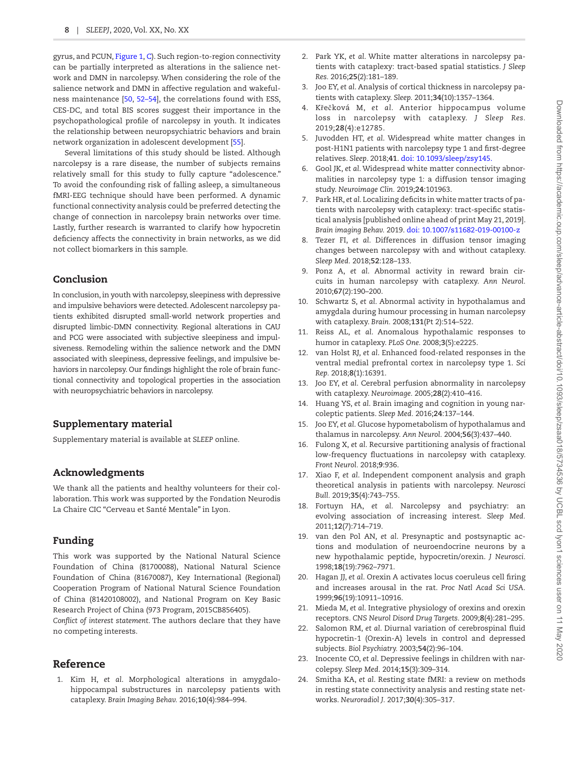gyrus, and PCUN, Figure 1, C). Such region-to-region connectivity can be partially interpreted as alterations in the salience network and DMN in narcolepsy. When considering the role of the salience network and DMN in affective regulation and wakefulness maintenance [50, 52–54], the correlations found with ESS, CES-DC, and total BIS scores suggest their importance in the psychopathological profile of narcolepsy in youth. It indicates the relationship between neuropsychiatric behaviors and brain network organization in adolescent development [55].

Several limitations of this study should be listed. Although narcolepsy is a rare disease, the number of subjects remains relatively small for this study to fully capture "adolescence." To avoid the confounding risk of falling asleep, a simultaneous fMRI-EEG technique should have been performed. A dynamic functional connectivity analysis could be preferred detecting the change of connection in narcolepsy brain networks over time. Lastly, further research is warranted to clarify how hypocretin deficiency affects the connectivity in brain networks, as we did not collect biomarkers in this sample.

## Conclusion

In conclusion, in youth with narcolepsy, sleepiness with depressive and impulsive behaviors were detected. Adolescent narcolepsy patients exhibited disrupted small-world network properties and disrupted limbic-DMN connectivity. Regional alterations in CAU and PCG were associated with subjective sleepiness and impulsiveness. Remodeling within the salience network and the DMN associated with sleepiness, depressive feelings, and impulsive behaviors in narcolepsy. Our findings highlight the role of brain functional connectivity and topological properties in the association with neuropsychiatric behaviors in narcolepsy.

## Supplementary material

Supplementary material is available at *SLEEP* online.

## Acknowledgments

We thank all the patients and healthy volunteers for their collaboration. This work was supported by the Fondation Neurodis La Chaire CIC "Cerveau et Santé Mentale" in Lyon.

## Funding

This work was supported by the National Natural Science Foundation of China (81700088), National Natural Science Foundation of China (81670087), Key International (Regional) Cooperation Program of National Natural Science Foundation of China (81420108002), and National Program on Key Basic Research Project of China (973 Program, 2015CB856405).

*Conflict of interest statement.* The authors declare that they have no competing interests.

## Reference

1. Kim H, *et al.* Morphological alterations in amygdalo-hippocampal substructures in narcolepsy patients with cataplexy. *Brain Imaging Behav.* 2016;**10**(4):984–994.
2. Park YK, *et al.* White matter alterations in narcolepsy patients with cataplexy: tract-based spatial statistics. *J Sleep Res.* 2016;**25**(2):181–189.
3. Joo EY, *et al.* Analysis of cortical thickness in narcolepsy patients with cataplexy. *Sleep.* 2011;**34**(10):1357–1364.
4. Křečková M, *et al.* Anterior hippocampus volume loss in narcolepsy with cataplexy. *J Sleep Res.* 2019;**28**(4):e12785.
5. Juvodden HT, *et al.* Widespread white matter changes in post-H1N1 patients with narcolepsy type 1 and first-degree relatives. *Sleep*. 2018;**41**. doi: 10.1093/sleep/zsy145.
6. Gool JK, *et al.* Widespread white matter connectivity abnormalities in narcolepsy type 1: a diffusion tensor imaging study. *Neuroimage Clin.* 2019;**24**:101963.
7. Park HR, *et al.* Localizing deficits in white matter tracts of patients with narcolepsy with cataplexy: tract-specific statistical analysis [published online ahead of print May 21, 2019]. *Brain imaging Behav.* 2019. doi: 10.1007/s11682-019-00100-z
8. Tezer FI, *et al.* Differences in diffusion tensor imaging changes between narcolepsy with and without cataplexy. *Sleep Med.* 2018;**52**:128–133.
9. Ponz A, *et al.* Abnormal activity in reward brain circuits in human narcolepsy with cataplexy. *Ann Neurol.* 2010;**67**(2):190–200.
10. Schwartz S, *et al.* Abnormal activity in hypothalamus and amygdala during humour processing in human narcolepsy with cataplexy. *Brain.* 2008;**131**(Pt 2):514–522.
11. Reiss AL, *et al.* Anomalous hypothalamic responses to humor in cataplexy. *PLoS One.* 2008;**3**(5):e2225.
12. van Holst RJ, *et al.* Enhanced food-related responses in the ventral medial prefrontal cortex in narcolepsy type 1. *Sci Rep.* 2018;**8**(1):16391.
13. Joo EY, *et al.* Cerebral perfusion abnormality in narcolepsy with cataplexy. *Neuroimage.* 2005;**28**(2):410–416.
14. Huang YS, *et al.* Brain imaging and cognition in young narcoleptic patients. *Sleep Med.* 2016;**24**:137–144.
15. Joo EY, *et al.* Glucose hypometabolism of hypothalamus and thalamus in narcolepsy. *Ann Neurol.* 2004;**56**(3):437–440.
16. Fulong X, *et al.* Recursive partitioning analysis of fractional low-frequency fluctuations in narcolepsy with cataplexy. *Front Neurol.* 2018;**9**:936.
17. Xiao F, *et al.* Independent component analysis and graph theoretical analysis in patients with narcolepsy. *Neurosci Bull.* 2019;**35**(4):743–755.
18. Fortuyn HA, *et al.* Narcolepsy and psychiatry: an evolving association of increasing interest. *Sleep Med.* 2011;**12**(7):714–719.
19. van den Pol AN, *et al.* Presynaptic and postsynaptic actions and modulation of neuroendocrine neurons by a new hypothalamic peptide, hypocretin/orexin. *J Neurosci.* 1998;**18**(19):7962–7971.
20. Hagan JJ, *et al.* Orexin A activates locus coeruleus cell firing and increases arousal in the rat. *Proc Natl Acad Sci USA.* 1999;**96**(19):10911–10916.
21. Mieda M, *et al.* Integrative physiology of orexins and orexin receptors. *CNS Neurol Disord Drug Targets.* 2009;**8**(4):281–295.
22. Salomon RM, *et al.* Diurnal variation of cerebrospinal fluid hypocretin-1 (Orexin-A) levels in control and depressed subjects. *Biol Psychiatry.* 2003;**54**(2):96–104.
23. Inocente CO, *et al.* Depressive feelings in children with narcolepsy. *Sleep Med.* 2014;**15**(3):309–314.
24. Smitha KA, *et al.* Resting state fMRI: a review on methods in resting state connectivity analysis and resting state networks. *Neuroradiol J.* 2017;**30**(4):305–317.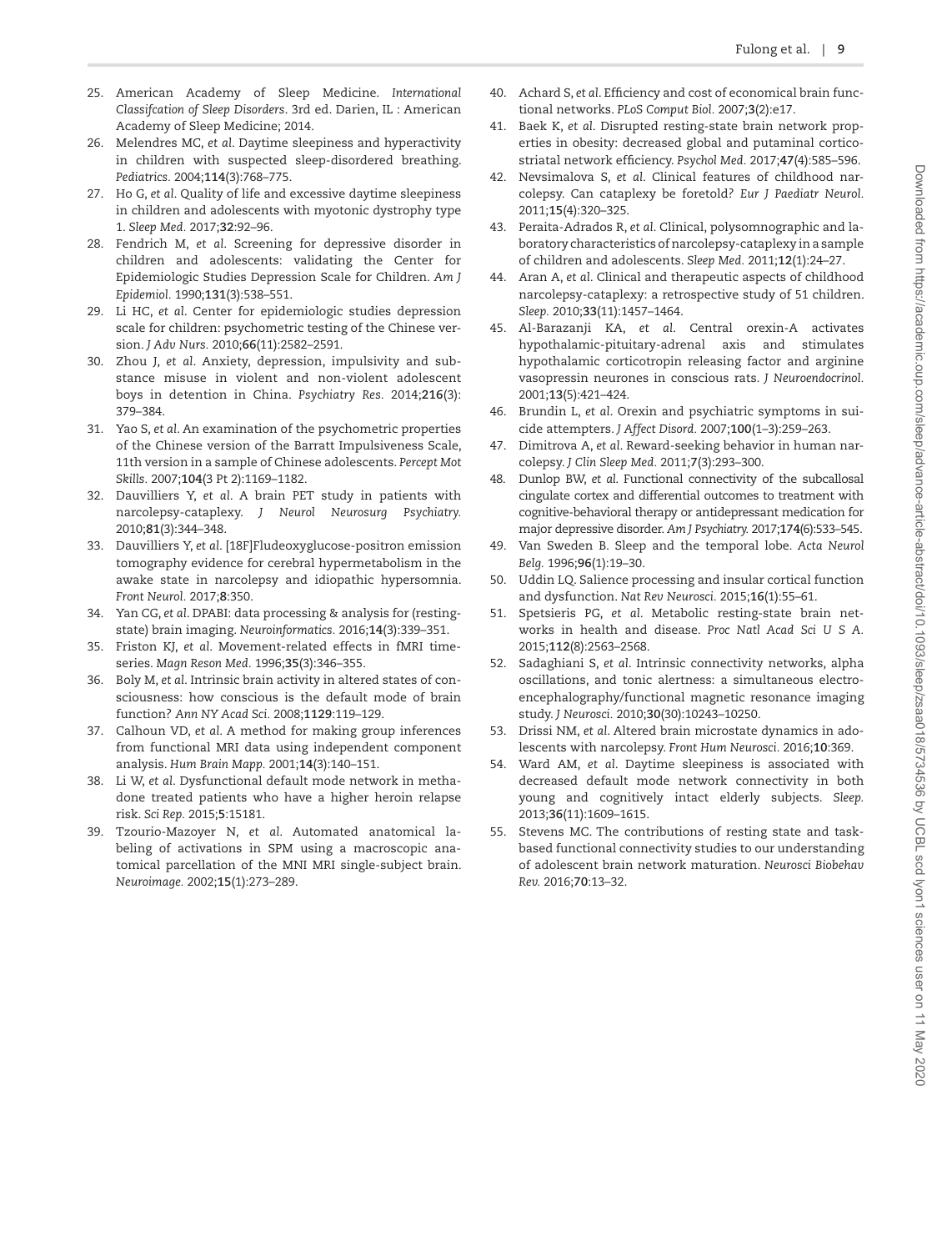25. American Academy of Sleep Medicine. *International Classifcation of Sleep Disorders*. 3rd ed. Darien, IL : American Academy of Sleep Medicine; 2014.
26. Melendres MC, *et al*. Daytime sleepiness and hyperactivity in children with suspected sleep-disordered breathing. *Pediatrics*. 2004;**114**(3):768–775.
27. Ho G, *et al*. Quality of life and excessive daytime sleepiness in children and adolescents with myotonic dystrophy type 1. *Sleep Med*. 2017;**32**:92–96.
28. Fendrich M, *et al*. Screening for depressive disorder in children and adolescents: validating the Center for Epidemiologic Studies Depression Scale for Children. *Am J Epidemiol*. 1990;**131**(3):538–551.
29. Li HC, *et al*. Center for epidemiologic studies depression scale for children: psychometric testing of the Chinese version. *J Adv Nurs*. 2010;**66**(11):2582–2591.
30. Zhou J, *et al*. Anxiety, depression, impulsivity and substance misuse in violent and non-violent adolescent boys in detention in China. *Psychiatry Res*. 2014;**216**(3):379–384.
31. Yao S, *et al*. An examination of the psychometric properties of the Chinese version of the Barratt Impulsiveness Scale, 11th version in a sample of Chinese adolescents. *Percept Mot Skills*. 2007;**104**(3 Pt 2):1169–1182.
32. Dauvilliers Y, *et al*. A brain PET study in patients with narcolepsy-cataplexy. *J Neurol Neurosurg Psychiatry*. 2010;**81**(3):344–348.
33. Dauvilliers Y, *et al*. [18F]Fludeoxyglucose-positron emission tomography evidence for cerebral hypermetabolism in the awake state in narcolepsy and idiopathic hypersomnia. *Front Neurol*. 2017;**8**:350.
34. Yan CG, *et al*. DPABI: data processing & analysis for (resting-state) brain imaging. *Neuroinformatics*. 2016;**14**(3):339–351.
35. Friston KJ, *et al*. Movement-related effects in fMRI time-series. *Magn Reson Med*. 1996;**35**(3):346–355.
36. Boly M, *et al*. Intrinsic brain activity in altered states of consciousness: how conscious is the default mode of brain function? *Ann NY Acad Sci*. 2008;**1129**:119–129.
37. Calhoun VD, *et al*. A method for making group inferences from functional MRI data using independent component analysis. *Hum Brain Mapp*. 2001;**14**(3):140–151.
38. Li W, *et al*. Dysfunctional default mode network in methadone treated patients who have a higher heroin relapse risk. *Sci Rep*. 2015;**5**:15181.
39. Tzourio-Mazoyer N, *et al*. Automated anatomical labeling of activations in SPM using a macroscopic anatomical parcellation of the MNI MRI single-subject brain. *Neuroimage*. 2002;**15**(1):273–289.
40. Achard S, *et al*. Efficiency and cost of economical brain functional networks. *PLoS Comput Biol*. 2007;**3**(2):e17.
41. Baek K, *et al*. Disrupted resting-state brain network properties in obesity: decreased global and putaminal corticostriatal network efficiency. *Psychol Med*. 2017;**47**(4):585–596.
42. Nevsimalova S, *et al*. Clinical features of childhood narcolepsy. Can cataplexy be foretold? *Eur J Paediatr Neurol*. 2011;**15**(4):320–325.
43. Peraita-Adrados R, *et al*. Clinical, polysomnographic and laboratory characteristics of narcolepsy-cataplexy in a sample of children and adolescents. *Sleep Med*. 2011;**12**(1):24–27.
44. Aran A, *et al*. Clinical and therapeutic aspects of childhood narcolepsy-cataplexy: a retrospective study of 51 children. *Sleep*. 2010;**33**(11):1457–1464.
45. Al-Barazanji KA, *et al*. Central orexin-A activates hypothalamic-pituitary-adrenal axis and stimulates hypothalamic corticotropin releasing factor and arginine vasopressin neurones in conscious rats. *J Neuroendocrinol*. 2001;**13**(5):421–424.
46. Brundin L, *et al*. Orexin and psychiatric symptoms in suicide attempters. *J Affect Disord*. 2007;**100**(1–3):259–263.
47. Dimitrova A, *et al*. Reward-seeking behavior in human narcolepsy. *J Clin Sleep Med*. 2011;**7**(3):293–300.
48. Dunlop BW, *et al*. Functional connectivity of the subcallosal cingulate cortex and differential outcomes to treatment with cognitive-behavioral therapy or antidepressant medication for major depressive disorder. *Am J Psychiatry*. 2017;**174**(6):533–545.
49. Van Sweden B. Sleep and the temporal lobe. *Acta Neurol Belg*. 1996;**96**(1):19–30.
50. Uddin LQ. Salience processing and insular cortical function and dysfunction. *Nat Rev Neurosci*. 2015;**16**(1):55–61.
51. Spetsieris PG, *et al*. Metabolic resting-state brain networks in health and disease. *Proc Natl Acad Sci U S A*. 2015;**112**(8):2563–2568.
52. Sadaghiani S, *et al*. Intrinsic connectivity networks, alpha oscillations, and tonic alertness: a simultaneous electroencephalography/functional magnetic resonance imaging study. *J Neurosci*. 2010;**30**(30):10243–10250.
53. Drissi NM, *et al*. Altered brain microstate dynamics in adolescents with narcolepsy. *Front Hum Neurosci*. 2016;**10**:369.
54. Ward AM, *et al*. Daytime sleepiness is associated with decreased default mode network connectivity in both young and cognitively intact elderly subjects. *Sleep*. 2013;**36**(11):1609–1615.
55. Stevens MC. The contributions of resting state and task-based functional connectivity studies to our understanding of adolescent brain network maturation. *Neurosci Biobehav Rev*. 2016;**70**:13–32.